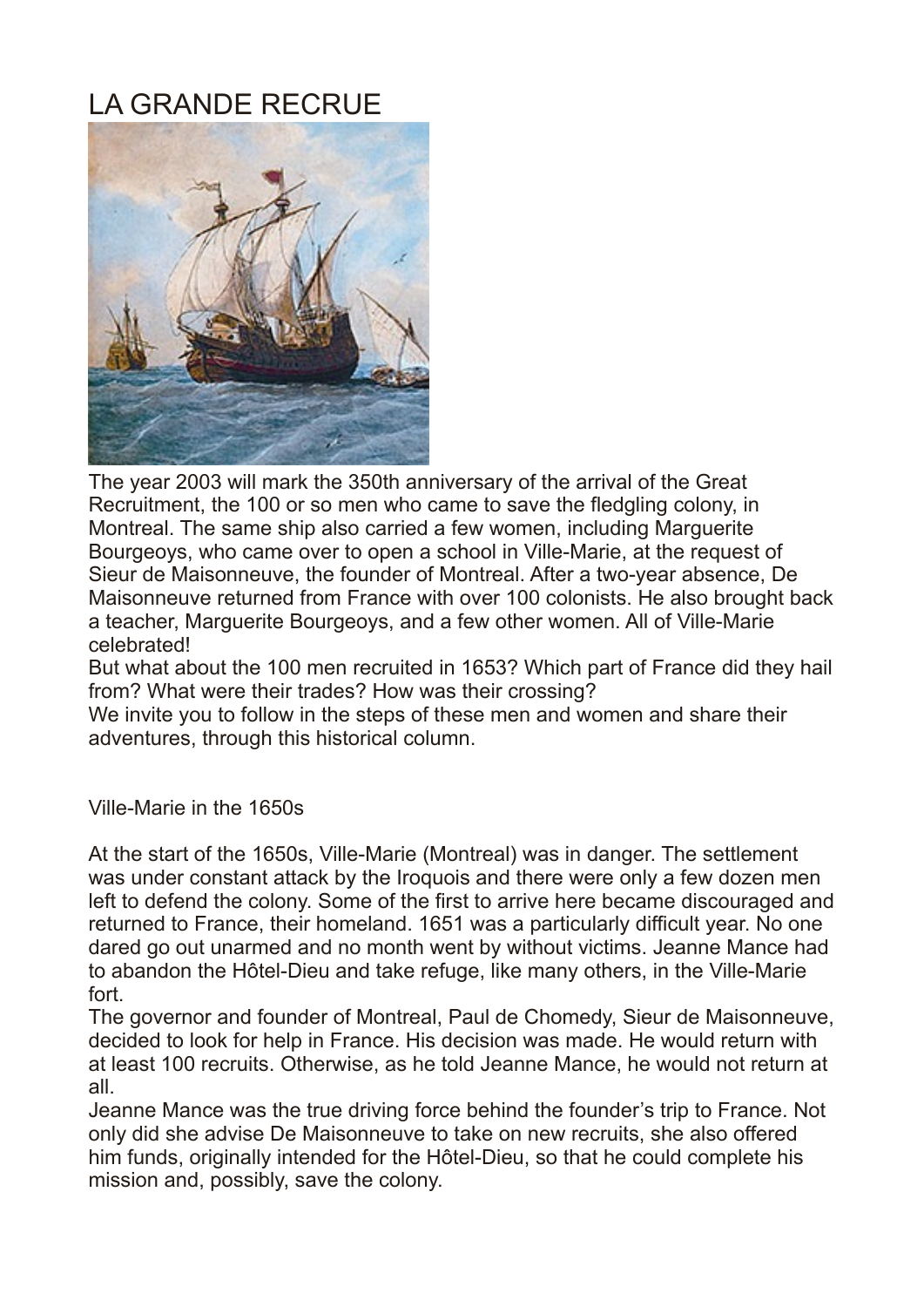# LA GRANDE RECRUE

The year 2003 will mark the 350th anniversary of the arrival of the Great Recruitment, the 100 or so men who came to save the fledgling colony, in Montreal. The same ship also carried a few women, including Marguerite Bourgeoys, who came over to open a school in Ville-Marie, at the request of Sieur de Maisonneuve, the founder of Montreal. After a two-year absence, De Maisonneuve returned from France with over 100 colonists. He also brought back a teacher, Marguerite Bourgeoys, and a few other women. All of Ville-Marie celebrated!

But what about the 100 men recruited in 1653? Which part of France did they hail from? What were their trades? How was their crossing?

We invite you to follow in the steps of these men and women and share their adventures, through this historical column.

## Ville-Marie in the 1650s

At the start of the 1650s, Ville-Marie (Montreal) was in danger. The settlement was under constant attack by the Iroquois and there were only a few dozen men left to defend the colony. Some of the first to arrive here became discouraged and returned to France, their homeland. 1651 was a particularly difficult year. No one dared go out unarmed and no month went by without victims. Jeanne Mance had to abandon the Hôtel-Dieu and take refuge, like many others, in the Ville-Marie fort.

The governor and founder of Montreal, Paul de Chomedy, Sieur de Maisonneuve, decided to look for help in France. His decision was made. He would return with at least 100 recruits. Otherwise, as he told Jeanne Mance, he would not return at all.

Jeanne Mance was the true driving force behind the founder's trip to France. Not only did she advise De Maisonneuve to take on new recruits, she also offered him funds, originally intended for the Hôtel-Dieu, so that he could complete his mission and, possibly, save the colony.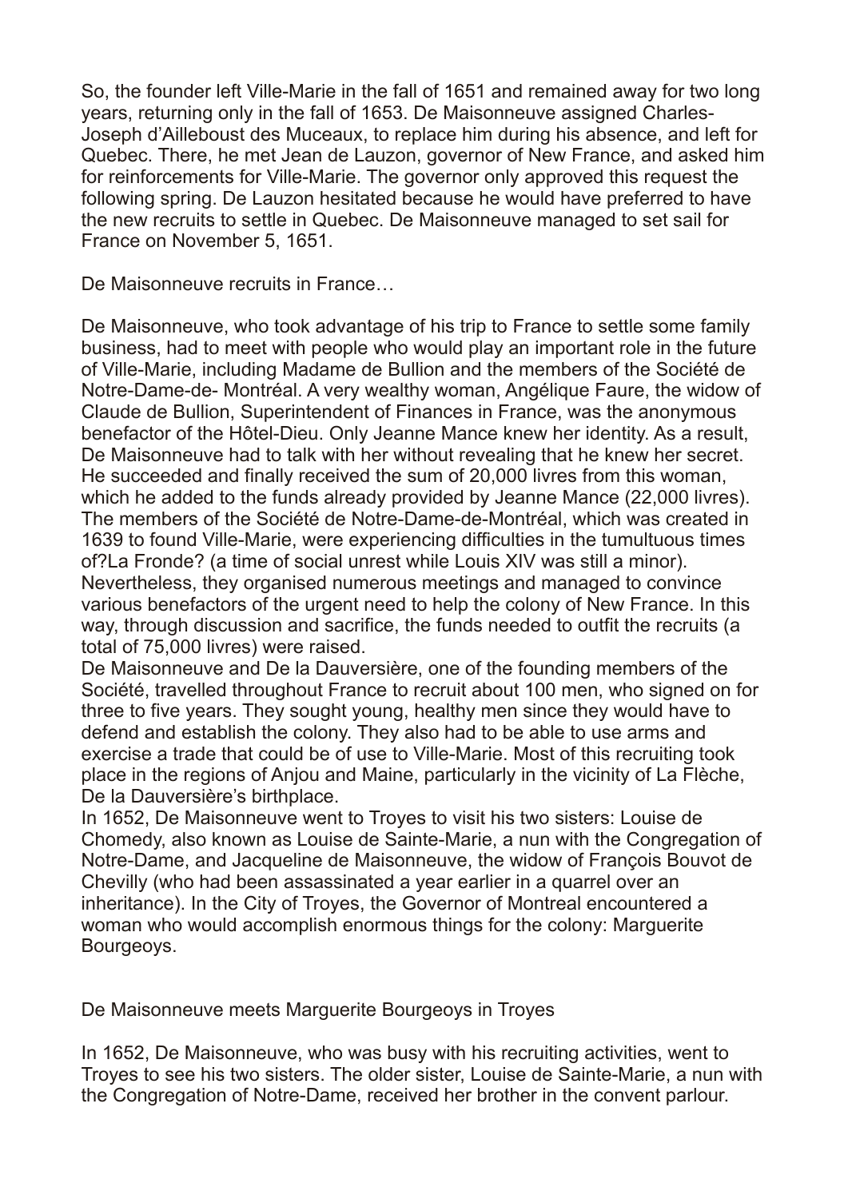So, the founder left Ville-Marie in the fall of 1651 and remained away for two long years, returning only in the fall of 1653. De Maisonneuve assigned Charles-Joseph d'Ailleboust des Muceaux, to replace him during his absence, and left for Quebec. There, he met Jean de Lauzon, governor of New France, and asked him for reinforcements for Ville-Marie. The governor only approved this request the following spring. De Lauzon hesitated because he would have preferred to have the new recruits to settle in Quebec. De Maisonneuve managed to set sail for France on November 5, 1651.

De Maisonneuve recruits in France…

De Maisonneuve, who took advantage of his trip to France to settle some family business, had to meet with people who would play an important role in the future of Ville-Marie, including Madame de Bullion and the members of the Société de Notre-Dame-de- Montréal. A very wealthy woman, Angélique Faure, the widow of Claude de Bullion, Superintendent of Finances in France, was the anonymous benefactor of the Hôtel-Dieu. Only Jeanne Mance knew her identity. As a result, De Maisonneuve had to talk with her without revealing that he knew her secret. He succeeded and finally received the sum of 20,000 livres from this woman, which he added to the funds already provided by Jeanne Mance (22,000 livres). The members of the Société de Notre-Dame-de-Montréal, which was created in 1639 to found Ville-Marie, were experiencing difficulties in the tumultuous times of?La Fronde? (a time of social unrest while Louis XIV was still a minor). Nevertheless, they organised numerous meetings and managed to convince various benefactors of the urgent need to help the colony of New France. In this way, through discussion and sacrifice, the funds needed to outfit the recruits (a total of 75,000 livres) were raised.
De Maisonneuve and De la Dauversière, one of the founding members of the Société, travelled throughout France to recruit about 100 men, who signed on for three to five years. They sought young, healthy men since they would have to defend and establish the colony. They also had to be able to use arms and exercise a trade that could be of use to Ville-Marie. Most of this recruiting took place in the regions of Anjou and Maine, particularly in the vicinity of La Flèche, De la Dauversière's birthplace.
In 1652, De Maisonneuve went to Troyes to visit his two sisters: Louise de Chomedy, also known as Louise de Sainte-Marie, a nun with the Congregation of Notre-Dame, and Jacqueline de Maisonneuve, the widow of François Bouvot de Chevilly (who had been assassinated a year earlier in a quarrel over an inheritance). In the City of Troyes, the Governor of Montreal encountered a woman who would accomplish enormous things for the colony: Marguerite Bourgeoys.

De Maisonneuve meets Marguerite Bourgeoys in Troyes

In 1652, De Maisonneuve, who was busy with his recruiting activities, went to Troyes to see his two sisters. The older sister, Louise de Sainte-Marie, a nun with the Congregation of Notre-Dame, received her brother in the convent parlour.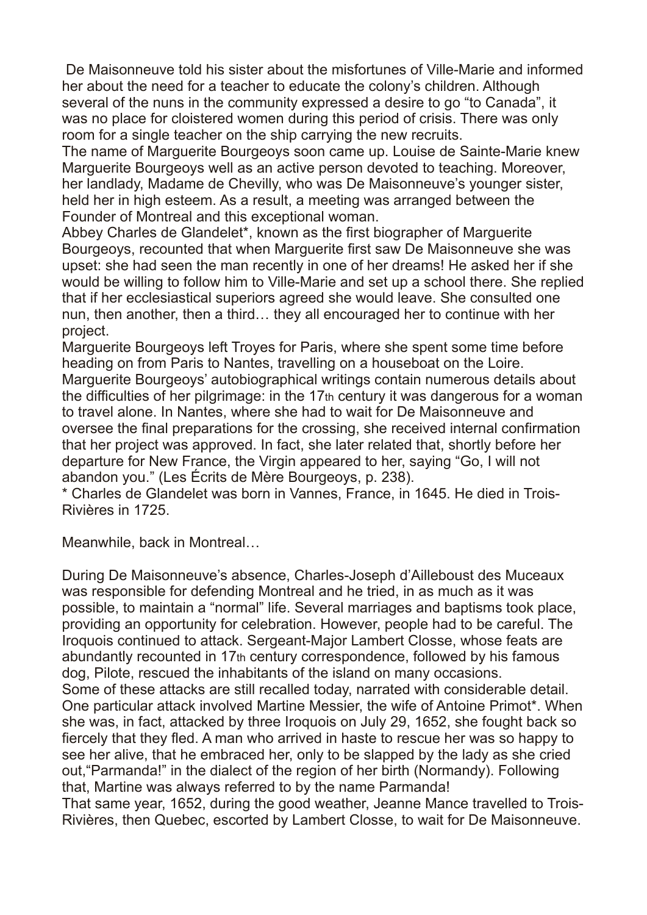De Maisonneuve told his sister about the misfortunes of Ville-Marie and informed her about the need for a teacher to educate the colony's children. Although several of the nuns in the community expressed a desire to go "to Canada", it was no place for cloistered women during this period of crisis. There was only room for a single teacher on the ship carrying the new recruits.

The name of Marguerite Bourgeoys soon came up. Louise de Sainte-Marie knew Marguerite Bourgeoys well as an active person devoted to teaching. Moreover, her landlady, Madame de Chevilly, who was De Maisonneuve's younger sister, held her in high esteem. As a result, a meeting was arranged between the Founder of Montreal and this exceptional woman.

Abbey Charles de Glandelet*, known as the first biographer of Marguerite Bourgeoys, recounted that when Marguerite first saw De Maisonneuve she was upset: she had seen the man recently in one of her dreams! He asked her if she would be willing to follow him to Ville-Marie and set up a school there. She replied that if her ecclesiastical superiors agreed she would leave. She consulted one nun, then another, then a third… they all encouraged her to continue with her project.

Marguerite Bourgeoys left Troyes for Paris, where she spent some time before heading on from Paris to Nantes, travelling on a houseboat on the Loire. Marguerite Bourgeoys' autobiographical writings contain numerous details about the difficulties of her pilgrimage: in the 17th century it was dangerous for a woman to travel alone. In Nantes, where she had to wait for De Maisonneuve and oversee the final preparations for the crossing, she received internal confirmation that her project was approved. In fact, she later related that, shortly before her departure for New France, the Virgin appeared to her, saying "Go, I will not abandon you." (Les Écrits de Mère Bourgeoys, p. 238).

\* Charles de Glandelet was born in Vannes, France, in 1645. He died in Trois-Rivières in 1725.

Meanwhile, back in Montreal…

During De Maisonneuve's absence, Charles-Joseph d'Ailleboust des Muceaux was responsible for defending Montreal and he tried, in as much as it was possible, to maintain a "normal" life. Several marriages and baptisms took place, providing an opportunity for celebration. However, people had to be careful. The Iroquois continued to attack. Sergeant-Major Lambert Closse, whose feats are abundantly recounted in 17th century correspondence, followed by his famous dog, Pilote, rescued the inhabitants of the island on many occasions.

Some of these attacks are still recalled today, narrated with considerable detail. One particular attack involved Martine Messier, the wife of Antoine Primot*. When she was, in fact, attacked by three Iroquois on July 29, 1652, she fought back so fiercely that they fled. A man who arrived in haste to rescue her was so happy to see her alive, that he embraced her, only to be slapped by the lady as she cried out,"Parmanda!" in the dialect of the region of her birth (Normandy). Following that, Martine was always referred to by the name Parmanda!

That same year, 1652, during the good weather, Jeanne Mance travelled to Trois-Rivières, then Quebec, escorted by Lambert Closse, to wait for De Maisonneuve.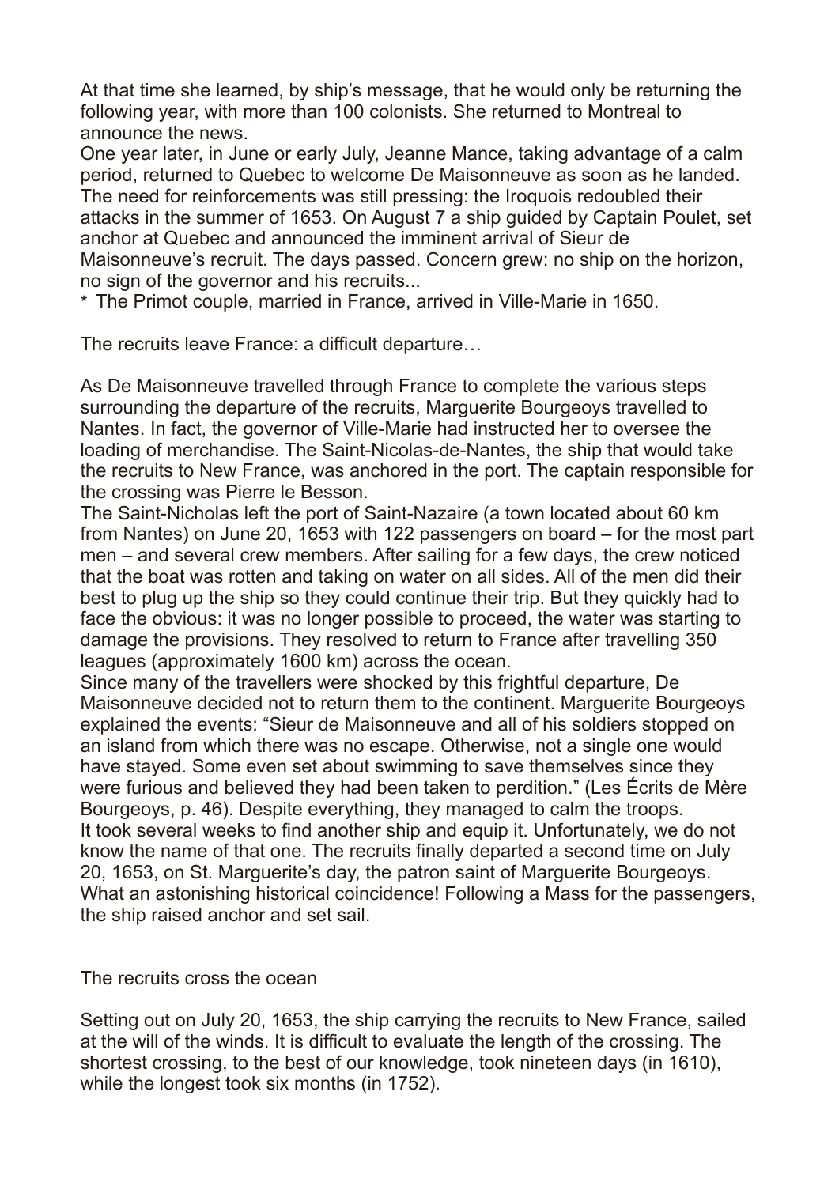At that time she learned, by ship's message, that he would only be returning the following year, with more than 100 colonists. She returned to Montreal to announce the news.

One year later, in June or early July, Jeanne Mance, taking advantage of a calm period, returned to Quebec to welcome De Maisonneuve as soon as he landed. The need for reinforcements was still pressing: the Iroquois redoubled their attacks in the summer of 1653. On August 7 a ship guided by Captain Poulet, set anchor at Quebec and announced the imminent arrival of Sieur de Maisonneuve's recruit. The days passed. Concern grew: no ship on the horizon, no sign of the governor and his recruits...

* The Primot couple, married in France, arrived in Ville-Marie in 1650.

## The recruits leave France: a difficult departure…

As De Maisonneuve travelled through France to complete the various steps surrounding the departure of the recruits, Marguerite Bourgeoys travelled to Nantes. In fact, the governor of Ville-Marie had instructed her to oversee the loading of merchandise. The Saint-Nicolas-de-Nantes, the ship that would take the recruits to New France, was anchored in the port. The captain responsible for the crossing was Pierre le Besson.

The Saint-Nicholas left the port of Saint-Nazaire (a town located about 60 km from Nantes) on June 20, 1653 with 122 passengers on board – for the most part men – and several crew members. After sailing for a few days, the crew noticed that the boat was rotten and taking on water on all sides. All of the men did their best to plug up the ship so they could continue their trip. But they quickly had to face the obvious: it was no longer possible to proceed, the water was starting to damage the provisions. They resolved to return to France after travelling 350 leagues (approximately 1600 km) across the ocean.

Since many of the travellers were shocked by this frightful departure, De Maisonneuve decided not to return them to the continent. Marguerite Bourgeoys explained the events: "Sieur de Maisonneuve and all of his soldiers stopped on an island from which there was no escape. Otherwise, not a single one would have stayed. Some even set about swimming to save themselves since they were furious and believed they had been taken to perdition." (Les Écrits de Mère Bourgeoys, p. 46). Despite everything, they managed to calm the troops.

It took several weeks to find another ship and equip it. Unfortunately, we do not know the name of that one. The recruits finally departed a second time on July 20, 1653, on St. Marguerite's day, the patron saint of Marguerite Bourgeoys. What an astonishing historical coincidence! Following a Mass for the passengers, the ship raised anchor and set sail.

## The recruits cross the ocean

Setting out on July 20, 1653, the ship carrying the recruits to New France, sailed at the will of the winds. It is difficult to evaluate the length of the crossing. The shortest crossing, to the best of our knowledge, took nineteen days (in 1610), while the longest took six months (in 1752).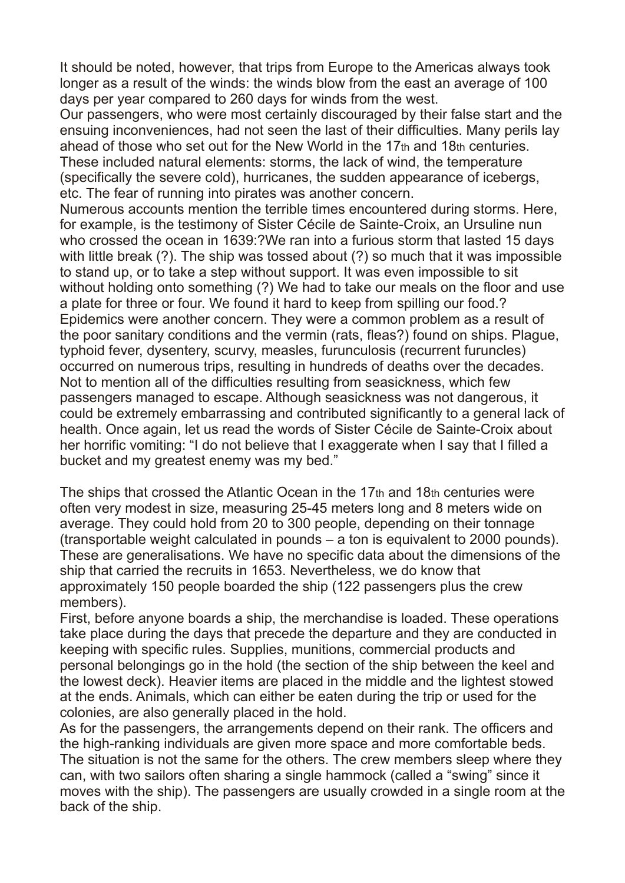It should be noted, however, that trips from Europe to the Americas always took longer as a result of the winds: the winds blow from the east an average of 100 days per year compared to 260 days for winds from the west.

Our passengers, who were most certainly discouraged by their false start and the ensuing inconveniences, had not seen the last of their difficulties. Many perils lay ahead of those who set out for the New World in the 17th and 18th centuries. These included natural elements: storms, the lack of wind, the temperature (specifically the severe cold), hurricanes, the sudden appearance of icebergs, etc. The fear of running into pirates was another concern.

Numerous accounts mention the terrible times encountered during storms. Here, for example, is the testimony of Sister Cécile de Sainte-Croix, an Ursuline nun who crossed the ocean in 1639:?We ran into a furious storm that lasted 15 days with little break (?). The ship was tossed about (?) so much that it was impossible to stand up, or to take a step without support. It was even impossible to sit without holding onto something (?) We had to take our meals on the floor and use a plate for three or four. We found it hard to keep from spilling our food.?

Epidemics were another concern. They were a common problem as a result of the poor sanitary conditions and the vermin (rats, fleas?) found on ships. Plague, typhoid fever, dysentery, scurvy, measles, furunculosis (recurrent furuncles) occurred on numerous trips, resulting in hundreds of deaths over the decades. Not to mention all of the difficulties resulting from seasickness, which few passengers managed to escape. Although seasickness was not dangerous, it could be extremely embarrassing and contributed significantly to a general lack of health. Once again, let us read the words of Sister Cécile de Sainte-Croix about her horrific vomiting: “I do not believe that I exaggerate when I say that I filled a bucket and my greatest enemy was my bed.”

The ships that crossed the Atlantic Ocean in the 17th and 18th centuries were often very modest in size, measuring 25-45 meters long and 8 meters wide on average. They could hold from 20 to 300 people, depending on their tonnage (transportable weight calculated in pounds – a ton is equivalent to 2000 pounds). These are generalisations. We have no specific data about the dimensions of the ship that carried the recruits in 1653. Nevertheless, we do know that approximately 150 people boarded the ship (122 passengers plus the crew members).

First, before anyone boards a ship, the merchandise is loaded. These operations take place during the days that precede the departure and they are conducted in keeping with specific rules. Supplies, munitions, commercial products and personal belongings go in the hold (the section of the ship between the keel and the lowest deck). Heavier items are placed in the middle and the lightest stowed at the ends. Animals, which can either be eaten during the trip or used for the colonies, are also generally placed in the hold.

As for the passengers, the arrangements depend on their rank. The officers and the high-ranking individuals are given more space and more comfortable beds. The situation is not the same for the others. The crew members sleep where they can, with two sailors often sharing a single hammock (called a “swing” since it moves with the ship). The passengers are usually crowded in a single room at the back of the ship.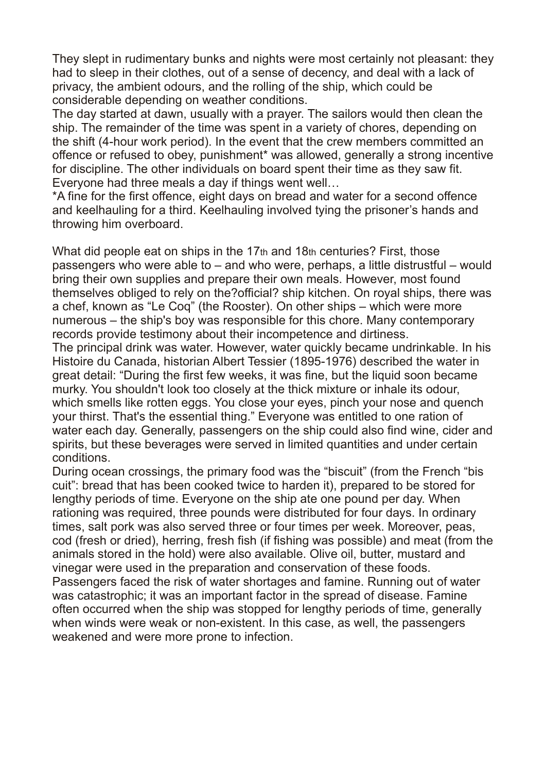They slept in rudimentary bunks and nights were most certainly not pleasant: they had to sleep in their clothes, out of a sense of decency, and deal with a lack of privacy, the ambient odours, and the rolling of the ship, which could be considerable depending on weather conditions.

The day started at dawn, usually with a prayer. The sailors would then clean the ship. The remainder of the time was spent in a variety of chores, depending on the shift (4-hour work period). In the event that the crew members committed an offence or refused to obey, punishment* was allowed, generally a strong incentive for discipline. The other individuals on board spent their time as they saw fit. Everyone had three meals a day if things went well…

*A fine for the first offence, eight days on bread and water for a second offence and keelhauling for a third. Keelhauling involved tying the prisoner's hands and throwing him overboard.

What did people eat on ships in the 17th and 18th centuries? First, those passengers who were able to – and who were, perhaps, a little distrustful – would bring their own supplies and prepare their own meals. However, most found themselves obliged to rely on the?official? ship kitchen. On royal ships, there was a chef, known as "Le Coq" (the Rooster). On other ships – which were more numerous – the ship's boy was responsible for this chore. Many contemporary records provide testimony about their incompetence and dirtiness.

The principal drink was water. However, water quickly became undrinkable. In his Histoire du Canada, historian Albert Tessier (1895-1976) described the water in great detail: "During the first few weeks, it was fine, but the liquid soon became murky. You shouldn't look too closely at the thick mixture or inhale its odour, which smells like rotten eggs. You close your eyes, pinch your nose and quench your thirst. That's the essential thing." Everyone was entitled to one ration of water each day. Generally, passengers on the ship could also find wine, cider and spirits, but these beverages were served in limited quantities and under certain conditions.

During ocean crossings, the primary food was the "biscuit" (from the French "bis cuit": bread that has been cooked twice to harden it), prepared to be stored for lengthy periods of time. Everyone on the ship ate one pound per day. When rationing was required, three pounds were distributed for four days. In ordinary times, salt pork was also served three or four times per week. Moreover, peas, cod (fresh or dried), herring, fresh fish (if fishing was possible) and meat (from the animals stored in the hold) were also available. Olive oil, butter, mustard and vinegar were used in the preparation and conservation of these foods.

Passengers faced the risk of water shortages and famine. Running out of water was catastrophic; it was an important factor in the spread of disease. Famine often occurred when the ship was stopped for lengthy periods of time, generally when winds were weak or non-existent. In this case, as well, the passengers weakened and were more prone to infection.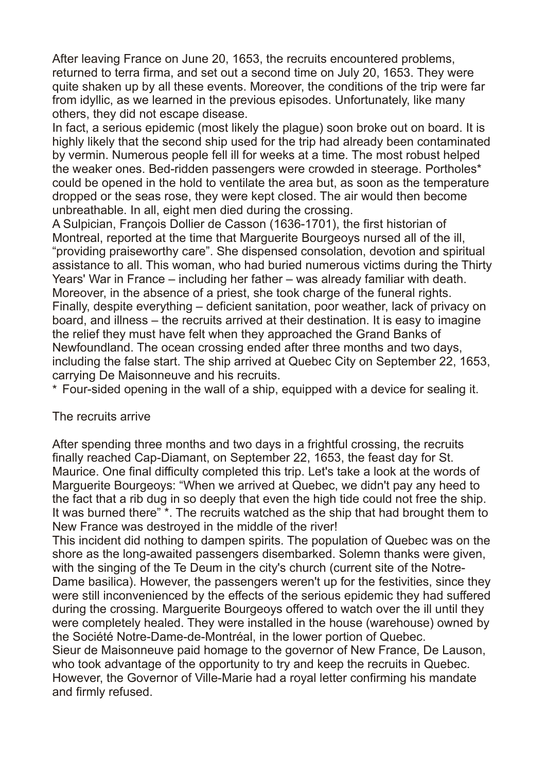After leaving France on June 20, 1653, the recruits encountered problems, returned to terra firma, and set out a second time on July 20, 1653. They were quite shaken up by all these events. Moreover, the conditions of the trip were far from idyllic, as we learned in the previous episodes. Unfortunately, like many others, they did not escape disease.

In fact, a serious epidemic (most likely the plague) soon broke out on board. It is highly likely that the second ship used for the trip had already been contaminated by vermin. Numerous people fell ill for weeks at a time. The most robust helped the weaker ones. Bed-ridden passengers were crowded in steerage. Portholes* could be opened in the hold to ventilate the area but, as soon as the temperature dropped or the seas rose, they were kept closed. The air would then become unbreathable. In all, eight men died during the crossing.

A Sulpician, François Dollier de Casson (1636-1701), the first historian of Montreal, reported at the time that Marguerite Bourgeoys nursed all of the ill, "providing praiseworthy care". She dispensed consolation, devotion and spiritual assistance to all. This woman, who had buried numerous victims during the Thirty Years' War in France – including her father – was already familiar with death. Moreover, in the absence of a priest, she took charge of the funeral rights.

Finally, despite everything – deficient sanitation, poor weather, lack of privacy on board, and illness – the recruits arrived at their destination. It is easy to imagine the relief they must have felt when they approached the Grand Banks of Newfoundland. The ocean crossing ended after three months and two days, including the false start. The ship arrived at Quebec City on September 22, 1653, carrying De Maisonneuve and his recruits.

\* Four-sided opening in the wall of a ship, equipped with a device for sealing it.

## The recruits arrive

After spending three months and two days in a frightful crossing, the recruits finally reached Cap-Diamant, on September 22, 1653, the feast day for St. Maurice. One final difficulty completed this trip. Let's take a look at the words of Marguerite Bourgeoys: "When we arrived at Quebec, we didn't pay any heed to the fact that a rib dug in so deeply that even the high tide could not free the ship. It was burned there" *. The recruits watched as the ship that had brought them to New France was destroyed in the middle of the river!

This incident did nothing to dampen spirits. The population of Quebec was on the shore as the long-awaited passengers disembarked. Solemn thanks were given, with the singing of the Te Deum in the city's church (current site of the Notre-Dame basilica). However, the passengers weren't up for the festivities, since they were still inconvenienced by the effects of the serious epidemic they had suffered during the crossing. Marguerite Bourgeoys offered to watch over the ill until they were completely healed. They were installed in the house (warehouse) owned by the Société Notre-Dame-de-Montréal, in the lower portion of Quebec.

Sieur de Maisonneuve paid homage to the governor of New France, De Lauson, who took advantage of the opportunity to try and keep the recruits in Quebec. However, the Governor of Ville-Marie had a royal letter confirming his mandate and firmly refused.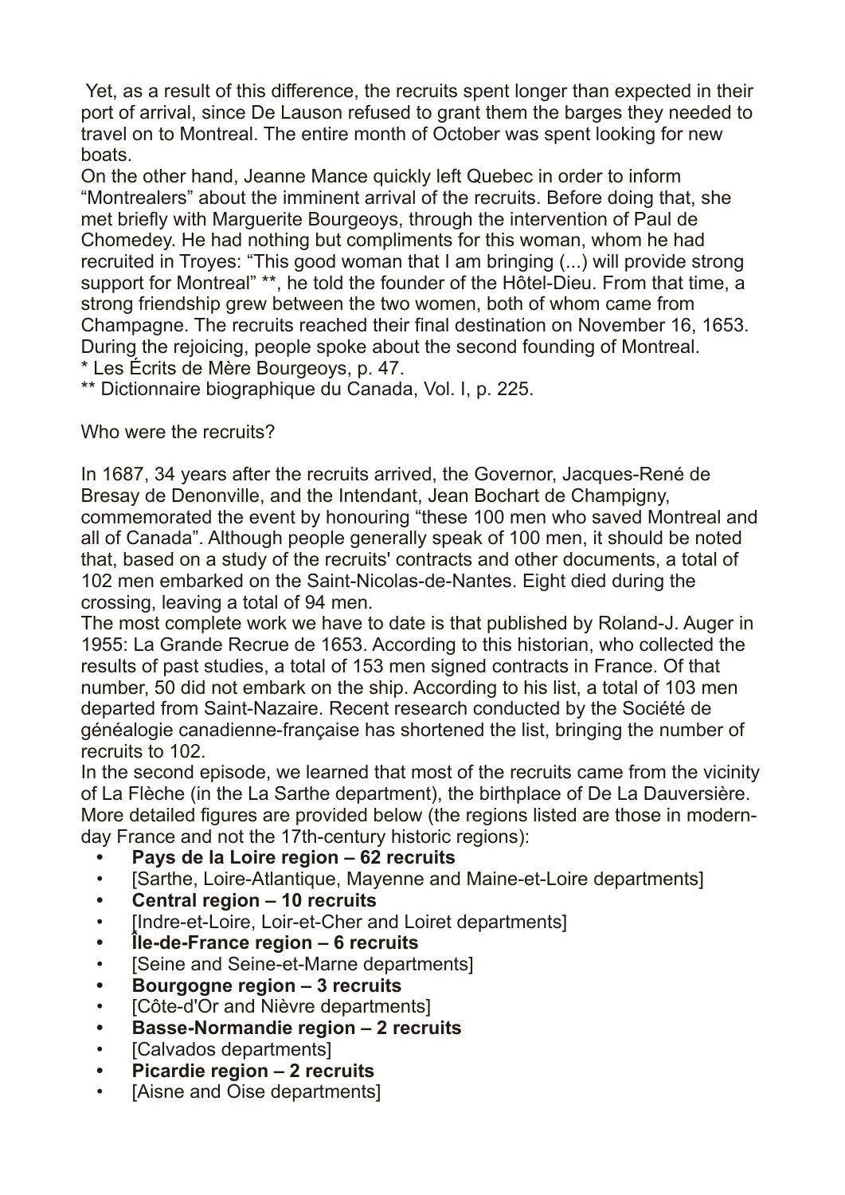Yet, as a result of this difference, the recruits spent longer than expected in their port of arrival, since De Lauson refused to grant them the barges they needed to travel on to Montreal. The entire month of October was spent looking for new boats.

On the other hand, Jeanne Mance quickly left Quebec in order to inform "Montrealers" about the imminent arrival of the recruits. Before doing that, she met briefly with Marguerite Bourgeoys, through the intervention of Paul de Chomedey. He had nothing but compliments for this woman, whom he had recruited in Troyes: "This good woman that I am bringing (...) will provide strong support for Montreal" **, he told the founder of the Hôtel-Dieu. From that time, a strong friendship grew between the two women, both of whom came from Champagne. The recruits reached their final destination on November 16, 1653. During the rejoicing, people spoke about the second founding of Montreal.

* Les Écrits de Mère Bourgeoys, p. 47.

** Dictionnaire biographique du Canada, Vol. I, p. 225.

Who were the recruits?

In 1687, 34 years after the recruits arrived, the Governor, Jacques-René de Bresay de Denonville, and the Intendant, Jean Bochart de Champigny, commemorated the event by honouring "these 100 men who saved Montreal and all of Canada". Although people generally speak of 100 men, it should be noted that, based on a study of the recruits' contracts and other documents, a total of 102 men embarked on the Saint-Nicolas-de-Nantes. Eight died during the crossing, leaving a total of 94 men.

The most complete work we have to date is that published by Roland-J. Auger in 1955: La Grande Recrue de 1653. According to this historian, who collected the results of past studies, a total of 153 men signed contracts in France. Of that number, 50 did not embark on the ship. According to his list, a total of 103 men departed from Saint-Nazaire. Recent research conducted by the Société de généalogie canadienne-française has shortened the list, bringing the number of recruits to 102.

In the second episode, we learned that most of the recruits came from the vicinity of La Flèche (in the La Sarthe department), the birthplace of De La Dauversière. More detailed figures are provided below (the regions listed are those in modern-day France and not the 17th-century historic regions):

- **Pays de la Loire region – 62 recruits**
- [Sarthe, Loire-Atlantique, Mayenne and Maine-et-Loire departments]
- **Central region – 10 recruits**
- [Indre-et-Loire, Loir-et-Cher and Loiret departments]
- **Île-de-France region – 6 recruits**
- [Seine and Seine-et-Marne departments]
- **Bourgogne region – 3 recruits**
- [Côte-d'Or and Nièvre departments]
- **Basse-Normandie region – 2 recruits**
- [Calvados departments]
- **Picardie region – 2 recruits**
- [Aisne and Oise departments]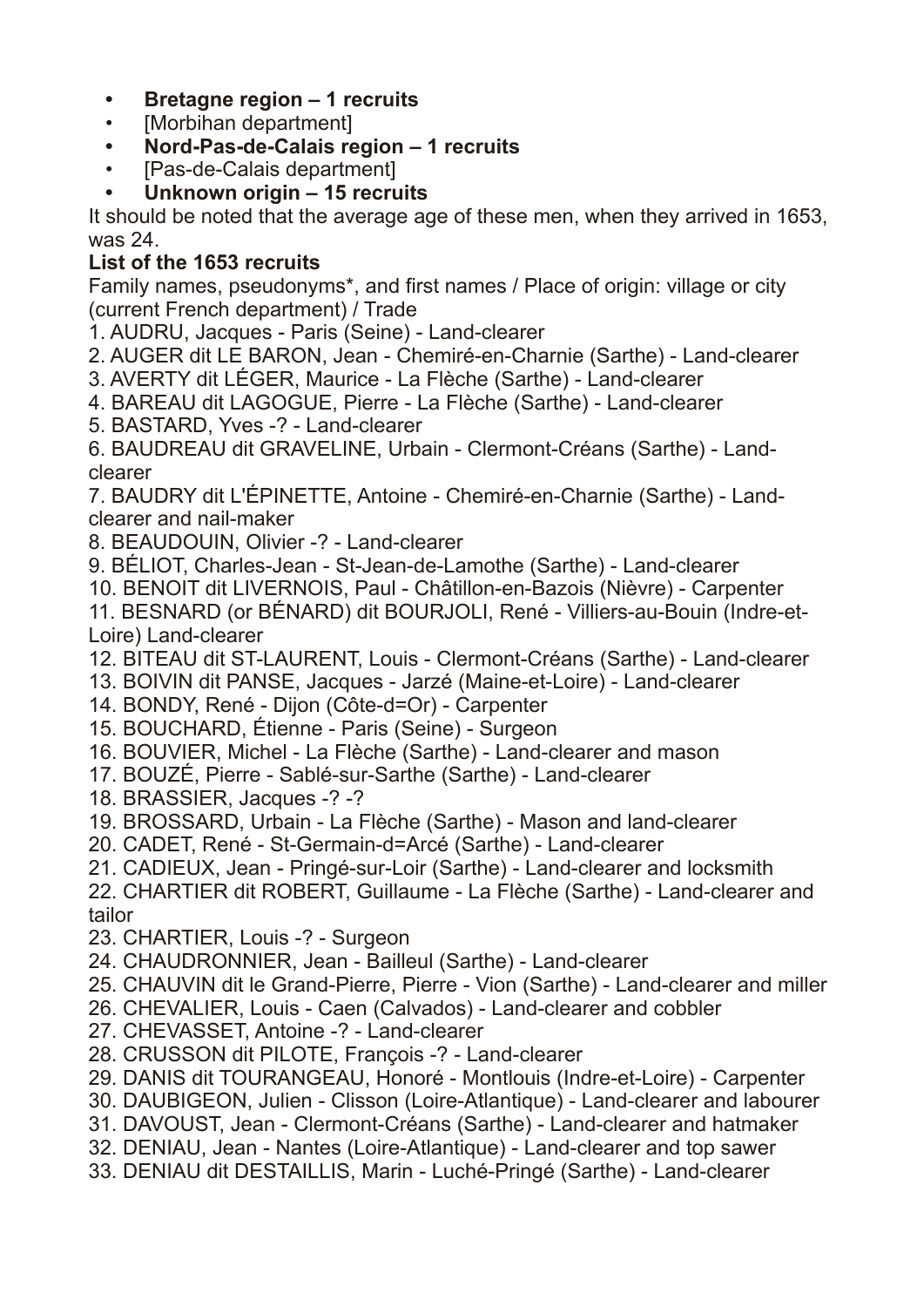- **Bretagne region – 1 recruits**
- [Morbihan department]
- **Nord-Pas-de-Calais region – 1 recruits**
- [Pas-de-Calais department]
- **Unknown origin – 15 recruits**

It should be noted that the average age of these men, when they arrived in 1653, was 24.

**List of the 1653 recruits**

Family names, pseudonyms*, and first names / Place of origin: village or city (current French department) / Trade

1. AUDRU, Jacques - Paris (Seine) - Land-clearer
2. AUGER dit LE BARON, Jean - Chemiré-en-Charnie (Sarthe) - Land-clearer
3. AVERTY dit LÉGER, Maurice - La Flèche (Sarthe) - Land-clearer
4. BAREAU dit LAGOGUE, Pierre - La Flèche (Sarthe) - Land-clearer
5. BASTARD, Yves -? - Land-clearer
6. BAUDREAU dit GRAVELINE, Urbain - Clermont-Créans (Sarthe) - Land-clearer
7. BAUDRY dit L'ÉPINETTE, Antoine - Chemiré-en-Charnie (Sarthe) - Land-clearer and nail-maker
8. BEAUDOUIN, Olivier -? - Land-clearer
9. BÉLIOT, Charles-Jean - St-Jean-de-Lamothe (Sarthe) - Land-clearer
10. BENOIT dit LIVERNOIS, Paul - Châtillon-en-Bazois (Nièvre) - Carpenter
11. BESNARD (or BÉNARD) dit BOURJOLI, René - Villiers-au-Bouin (Indre-et-Loire) Land-clearer
12. BITEAU dit ST-LAURENT, Louis - Clermont-Créans (Sarthe) - Land-clearer
13. BOIVIN dit PANSE, Jacques - Jarzé (Maine-et-Loire) - Land-clearer
14. BONDY, René - Dijon (Côte-d=Or) - Carpenter
15. BOUCHARD, Étienne - Paris (Seine) - Surgeon
16. BOUVIER, Michel - La Flèche (Sarthe) - Land-clearer and mason
17. BOUZÉ, Pierre - Sablé-sur-Sarthe (Sarthe) - Land-clearer
18. BRASSIER, Jacques -? -?
19. BROSSARD, Urbain - La Flèche (Sarthe) - Mason and land-clearer
20. CADET, René - St-Germain-d=Arcé (Sarthe) - Land-clearer
21. CADIEUX, Jean - Pringé-sur-Loir (Sarthe) - Land-clearer and locksmith
22. CHARTIER dit ROBERT, Guillaume - La Flèche (Sarthe) - Land-clearer and tailor
23. CHARTIER, Louis -? - Surgeon
24. CHAUDRONNIER, Jean - Bailleul (Sarthe) - Land-clearer
25. CHAUVIN dit le Grand-Pierre, Pierre - Vion (Sarthe) - Land-clearer and miller
26. CHEVALIER, Louis - Caen (Calvados) - Land-clearer and cobbler
27. CHEVASSET, Antoine -? - Land-clearer
28. CRUSSON dit PILOTE, François -? - Land-clearer
29. DANIS dit TOURANGEAU, Honoré - Montlouis (Indre-et-Loire) - Carpenter
30. DAUBIGEON, Julien - Clisson (Loire-Atlantique) - Land-clearer and labourer
31. DAVOUST, Jean - Clermont-Créans (Sarthe) - Land-clearer and hatmaker
32. DENIAU, Jean - Nantes (Loire-Atlantique) - Land-clearer and top sawer
33. DENIAU dit DESTAILLIS, Marin - Luché-Pringé (Sarthe) - Land-clearer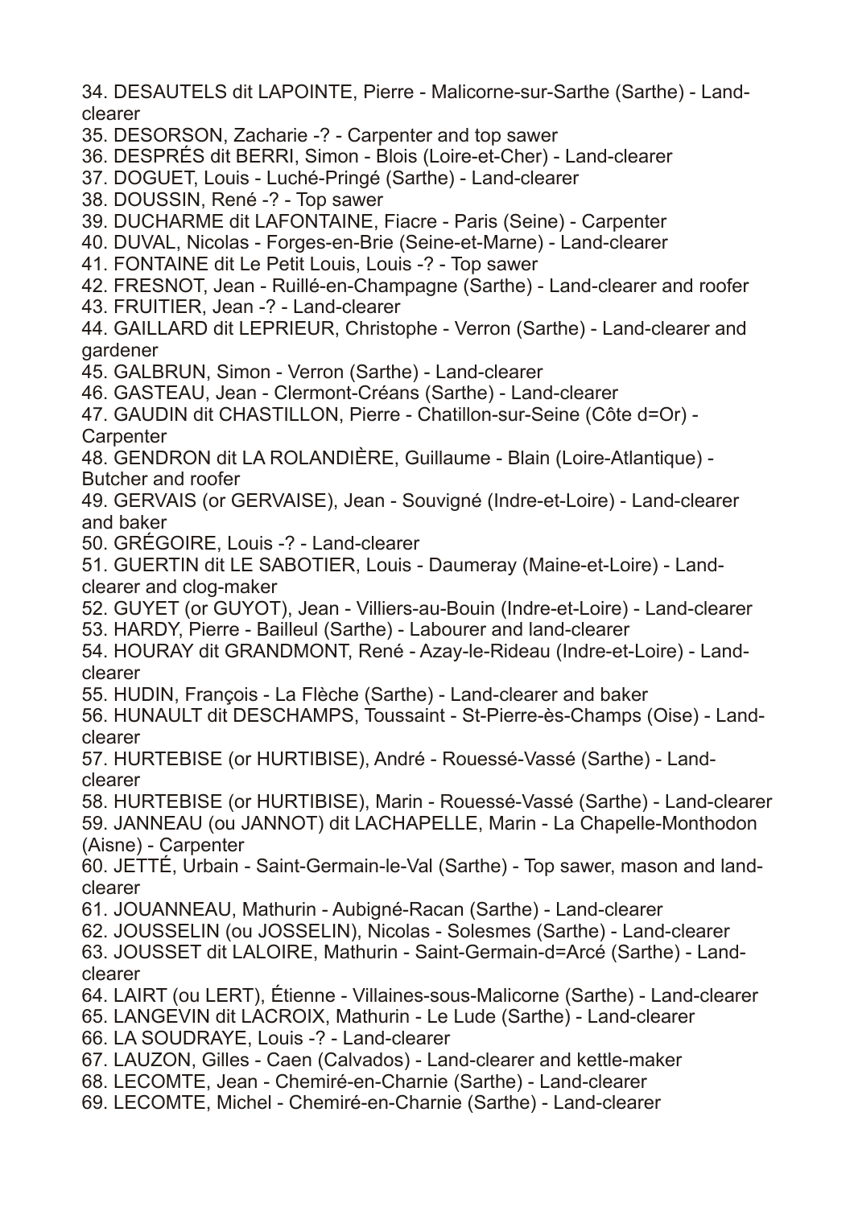34. DESAUTELS dit LAPOINTE, Pierre - Malicorne-sur-Sarthe (Sarthe) - Land-clearer
35. DESORSON, Zacharie -? - Carpenter and top sawer
36. DESPRÉS dit BERRI, Simon - Blois (Loire-et-Cher) - Land-clearer
37. DOGUET, Louis - Luché-Pringé (Sarthe) - Land-clearer
38. DOUSSIN, René -? - Top sawer
39. DUCHARME dit LAFONTAINE, Fiacre - Paris (Seine) - Carpenter
40. DUVAL, Nicolas - Forges-en-Brie (Seine-et-Marne) - Land-clearer
41. FONTAINE dit Le Petit Louis, Louis -? - Top sawer
42. FRESNOT, Jean - Ruillé-en-Champagne (Sarthe) - Land-clearer and roofer
43. FRUITIER, Jean -? - Land-clearer
44. GAILLARD dit LEPRIEUR, Christophe - Verron (Sarthe) - Land-clearer and gardener
45. GALBRUN, Simon - Verron (Sarthe) - Land-clearer
46. GASTEAU, Jean - Clermont-Créans (Sarthe) - Land-clearer
47. GAUDIN dit CHASTILLON, Pierre - Chatillon-sur-Seine (Côte d=Or) - Carpenter
48. GENDRON dit LA ROLANDIÈRE, Guillaume - Blain (Loire-Atlantique) - Butcher and roofer
49. GERVAIS (or GERVAISE), Jean - Souvigné (Indre-et-Loire) - Land-clearer and baker
50. GRÉGOIRE, Louis -? - Land-clearer
51. GUERTIN dit LE SABOTIER, Louis - Daumeray (Maine-et-Loire) - Land-clearer and clog-maker
52. GUYET (or GUYOT), Jean - Villiers-au-Bouin (Indre-et-Loire) - Land-clearer
53. HARDY, Pierre - Bailleul (Sarthe) - Labourer and land-clearer
54. HOURAY dit GRANDMONT, René - Azay-le-Rideau (Indre-et-Loire) - Land-clearer
55. HUDIN, François - La Flèche (Sarthe) - Land-clearer and baker
56. HUNAULT dit DESCHAMPS, Toussaint - St-Pierre-ès-Champs (Oise) - Land-clearer
57. HURTEBISE (or HURTIBISE), André - Rouessé-Vassé (Sarthe) - Land-clearer
58. HURTEBISE (or HURTIBISE), Marin - Rouessé-Vassé (Sarthe) - Land-clearer
59. JANNEAU (ou JANNOT) dit LACHAPELLE, Marin - La Chapelle-Monthodon (Aisne) - Carpenter
60. JETTÉ, Urbain - Saint-Germain-le-Val (Sarthe) - Top sawer, mason and land-clearer
61. JOUANNEAU, Mathurin - Aubigné-Racan (Sarthe) - Land-clearer
62. JOUSSELIN (ou JOSSELIN), Nicolas - Solesmes (Sarthe) - Land-clearer
63. JOUSSET dit LALOIRE, Mathurin - Saint-Germain-d=Arcé (Sarthe) - Land-clearer
64. LAIRT (ou LERT), Étienne - Villaines-sous-Malicorne (Sarthe) - Land-clearer
65. LANGEVIN dit LACROIX, Mathurin - Le Lude (Sarthe) - Land-clearer
66. LA SOUDRAYE, Louis -? - Land-clearer
67. LAUZON, Gilles - Caen (Calvados) - Land-clearer and kettle-maker
68. LECOMTE, Jean - Chemiré-en-Charnie (Sarthe) - Land-clearer
69. LECOMTE, Michel - Chemiré-en-Charnie (Sarthe) - Land-clearer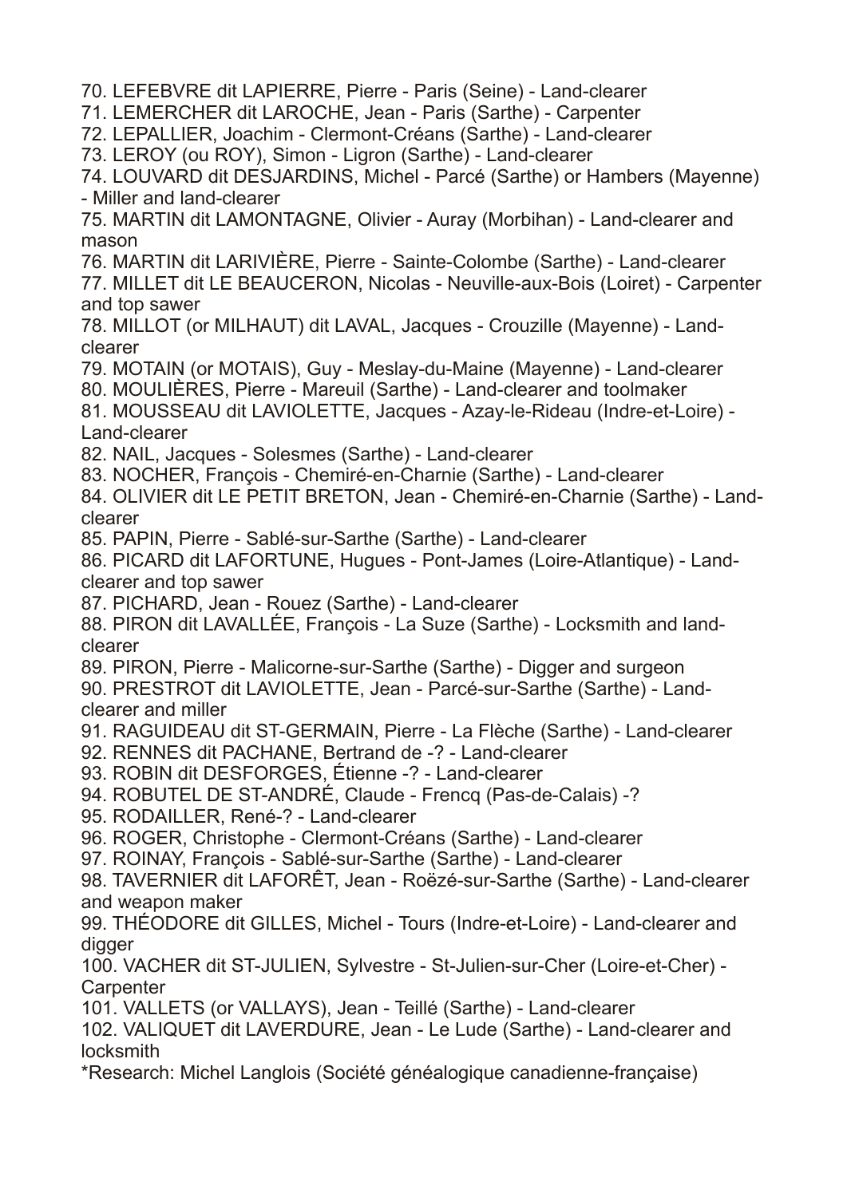70. LEFEBVRE dit LAPIERRE, Pierre - Paris (Seine) - Land-clearer
71. LEMERCHER dit LAROCHE, Jean - Paris (Sarthe) - Carpenter
72. LEPALLIER, Joachim - Clermont-Créans (Sarthe) - Land-clearer
73. LEROY (ou ROY), Simon - Ligron (Sarthe) - Land-clearer
74. LOUVARD dit DESJARDINS, Michel - Parcé (Sarthe) or Hambers (Mayenne) - Miller and land-clearer
75. MARTIN dit LAMONTAGNE, Olivier - Auray (Morbihan) - Land-clearer and mason
76. MARTIN dit LARIVIÈRE, Pierre - Sainte-Colombe (Sarthe) - Land-clearer
77. MILLET dit LE BEAUCERON, Nicolas - Neuville-aux-Bois (Loiret) - Carpenter and top sawer
78. MILLOT (or MILHAUT) dit LAVAL, Jacques - Crouzille (Mayenne) - Land-clearer
79. MOTAIN (or MOTAIS), Guy - Meslay-du-Maine (Mayenne) - Land-clearer
80. MOULIÈRES, Pierre - Mareuil (Sarthe) - Land-clearer and toolmaker
81. MOUSSEAU dit LAVIOLETTE, Jacques - Azay-le-Rideau (Indre-et-Loire) - Land-clearer
82. NAIL, Jacques - Solesmes (Sarthe) - Land-clearer
83. NOCHER, François - Chemiré-en-Charnie (Sarthe) - Land-clearer
84. OLIVIER dit LE PETIT BRETON, Jean - Chemiré-en-Charnie (Sarthe) - Land-clearer
85. PAPIN, Pierre - Sablé-sur-Sarthe (Sarthe) - Land-clearer
86. PICARD dit LAFORTUNE, Hugues - Pont-James (Loire-Atlantique) - Land-clearer and top sawer
87. PICHARD, Jean - Rouez (Sarthe) - Land-clearer
88. PIRON dit LAVALLÉE, François - La Suze (Sarthe) - Locksmith and land-clearer
89. PIRON, Pierre - Malicorne-sur-Sarthe (Sarthe) - Digger and surgeon
90. PRESTROT dit LAVIOLETTE, Jean - Parcé-sur-Sarthe (Sarthe) - Land-clearer and miller
91. RAGUIDEAU dit ST-GERMAIN, Pierre - La Flèche (Sarthe) - Land-clearer
92. RENNES dit PACHANE, Bertrand de -? - Land-clearer
93. ROBIN dit DESFORGES, Étienne -? - Land-clearer
94. ROBUTEL DE ST-ANDRÉ, Claude - Frencq (Pas-de-Calais) -?
95. RODAILLER, René-? - Land-clearer
96. ROGER, Christophe - Clermont-Créans (Sarthe) - Land-clearer
97. ROINAY, François - Sablé-sur-Sarthe (Sarthe) - Land-clearer
98. TAVERNIER dit LAFORÊT, Jean - Roëzé-sur-Sarthe (Sarthe) - Land-clearer and weapon maker
99. THÉODORE dit GILLES, Michel - Tours (Indre-et-Loire) - Land-clearer and digger
100. VACHER dit ST-JULIEN, Sylvestre - St-Julien-sur-Cher (Loire-et-Cher) - Carpenter
101. VALLETS (or VALLAYS), Jean - Teillé (Sarthe) - Land-clearer
102. VALIQUET dit LAVERDURE, Jean - Le Lude (Sarthe) - Land-clearer and locksmith

*Research: Michel Langlois (Société généalogique canadienne-française)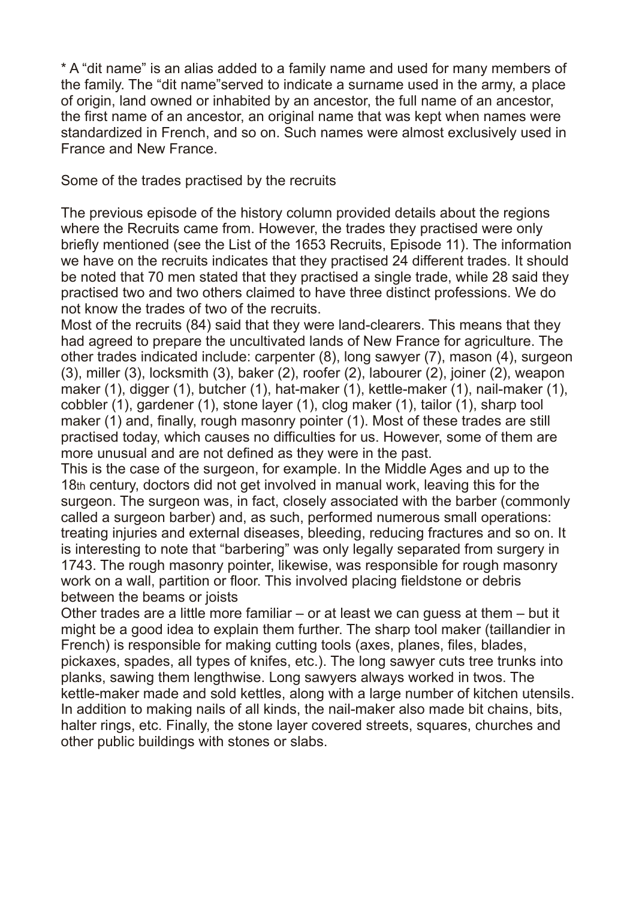* A “dit name” is an alias added to a family name and used for many members of the family. The “dit name”served to indicate a surname used in the army, a place of origin, land owned or inhabited by an ancestor, the full name of an ancestor, the first name of an ancestor, an original name that was kept when names were standardized in French, and so on. Such names were almost exclusively used in France and New France.

## Some of the trades practised by the recruits

The previous episode of the history column provided details about the regions where the Recruits came from. However, the trades they practised were only briefly mentioned (see the List of the 1653 Recruits, Episode 11). The information we have on the recruits indicates that they practised 24 different trades. It should be noted that 70 men stated that they practised a single trade, while 28 said they practised two and two others claimed to have three distinct professions. We do not know the trades of two of the recruits.

Most of the recruits (84) said that they were land-clearers. This means that they had agreed to prepare the uncultivated lands of New France for agriculture. The other trades indicated include: carpenter (8), long sawyer (7), mason (4), surgeon (3), miller (3), locksmith (3), baker (2), roofer (2), labourer (2), joiner (2), weapon maker (1), digger (1), butcher (1), hat-maker (1), kettle-maker (1), nail-maker (1), cobbler (1), gardener (1), stone layer (1), clog maker (1), tailor (1), sharp tool maker (1) and, finally, rough masonry pointer (1). Most of these trades are still practised today, which causes no difficulties for us. However, some of them are more unusual and are not defined as they were in the past.

This is the case of the surgeon, for example. In the Middle Ages and up to the 18th century, doctors did not get involved in manual work, leaving this for the surgeon. The surgeon was, in fact, closely associated with the barber (commonly called a surgeon barber) and, as such, performed numerous small operations: treating injuries and external diseases, bleeding, reducing fractures and so on. It is interesting to note that “barbering” was only legally separated from surgery in 1743. The rough masonry pointer, likewise, was responsible for rough masonry work on a wall, partition or floor. This involved placing fieldstone or debris between the beams or joists

Other trades are a little more familiar – or at least we can guess at them – but it might be a good idea to explain them further. The sharp tool maker (taillandier in French) is responsible for making cutting tools (axes, planes, files, blades, pickaxes, spades, all types of knifes, etc.). The long sawyer cuts tree trunks into planks, sawing them lengthwise. Long sawyers always worked in twos. The kettle-maker made and sold kettles, along with a large number of kitchen utensils. In addition to making nails of all kinds, the nail-maker also made bit chains, bits, halter rings, etc. Finally, the stone layer covered streets, squares, churches and other public buildings with stones or slabs.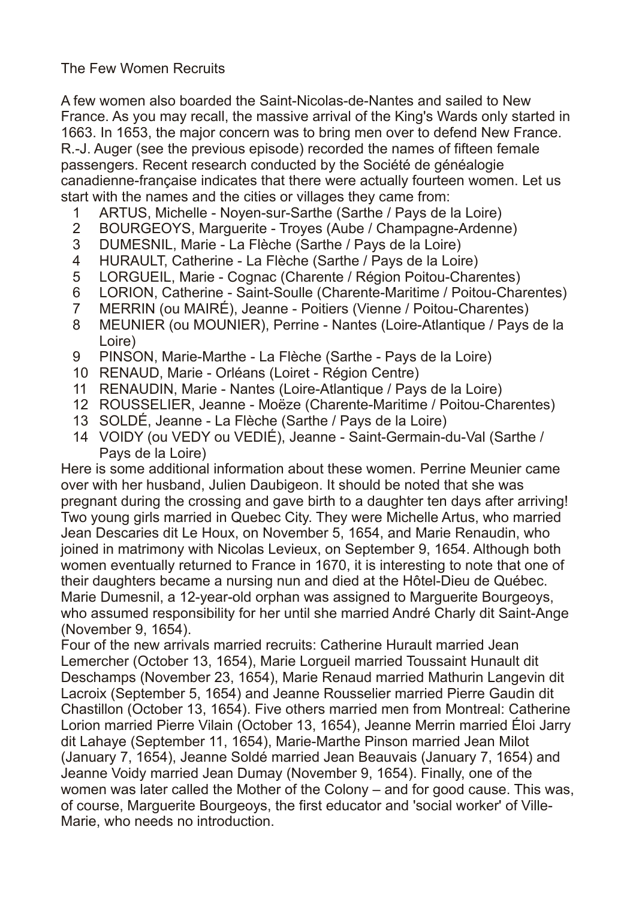## The Few Women Recruits

A few women also boarded the Saint-Nicolas-de-Nantes and sailed to New France. As you may recall, the massive arrival of the King's Wards only started in 1663. In 1653, the major concern was to bring men over to defend New France. R.-J. Auger (see the previous episode) recorded the names of fifteen female passengers. Recent research conducted by the Société de généalogie canadienne-française indicates that there were actually fourteen women. Let us start with the names and the cities or villages they came from:

1. ARTUS, Michelle - Noyen-sur-Sarthe (Sarthe / Pays de la Loire)
2. BOURGEOYS, Marguerite - Troyes (Aube / Champagne-Ardenne)
3. DUMESNIL, Marie - La Flèche (Sarthe / Pays de la Loire)
4. HURAULT, Catherine - La Flèche (Sarthe / Pays de la Loire)
5. LORGUEIL, Marie - Cognac (Charente / Région Poitou-Charentes)
6. LORION, Catherine - Saint-Soulle (Charente-Maritime / Poitou-Charentes)
7. MERRIN (ou MAIRÉ), Jeanne - Poitiers (Vienne / Poitou-Charentes)
8. MEUNIER (ou MOUNIER), Perrine - Nantes (Loire-Atlantique / Pays de la Loire)
9. PINSON, Marie-Marthe - La Flèche (Sarthe - Pays de la Loire)
10. RENAUD, Marie - Orléans (Loiret - Région Centre)
11. RENAUDIN, Marie - Nantes (Loire-Atlantique / Pays de la Loire)
12. ROUSSELIER, Jeanne - Moëze (Charente-Maritime / Poitou-Charentes)
13. SOLDÉ, Jeanne - La Flèche (Sarthe / Pays de la Loire)
14. VOIDY (ou VEDY ou VEDIÉ), Jeanne - Saint-Germain-du-Val (Sarthe / Pays de la Loire)

Here is some additional information about these women. Perrine Meunier came over with her husband, Julien Daubigeon. It should be noted that she was pregnant during the crossing and gave birth to a daughter ten days after arriving! Two young girls married in Quebec City. They were Michelle Artus, who married Jean Descaries dit Le Houx, on November 5, 1654, and Marie Renaudin, who joined in matrimony with Nicolas Levieux, on September 9, 1654. Although both women eventually returned to France in 1670, it is interesting to note that one of their daughters became a nursing nun and died at the Hôtel-Dieu de Québec. Marie Dumesnil, a 12-year-old orphan was assigned to Marguerite Bourgeoys, who assumed responsibility for her until she married André Charly dit Saint-Ange (November 9, 1654).

Four of the new arrivals married recruits: Catherine Hurault married Jean Lemercher (October 13, 1654), Marie Lorgueil married Toussaint Hunault dit Deschamps (November 23, 1654), Marie Renaud married Mathurin Langevin dit Lacroix (September 5, 1654) and Jeanne Rousselier married Pierre Gaudin dit Chastillon (October 13, 1654). Five others married men from Montreal: Catherine Lorion married Pierre Vilain (October 13, 1654), Jeanne Merrin married Éloi Jarry dit Lahaye (September 11, 1654), Marie-Marthe Pinson married Jean Milot (January 7, 1654), Jeanne Soldé married Jean Beauvais (January 7, 1654) and Jeanne Voidy married Jean Dumay (November 9, 1654). Finally, one of the women was later called the Mother of the Colony – and for good cause. This was, of course, Marguerite Bourgeoys, the first educator and 'social worker' of Ville-Marie, who needs no introduction.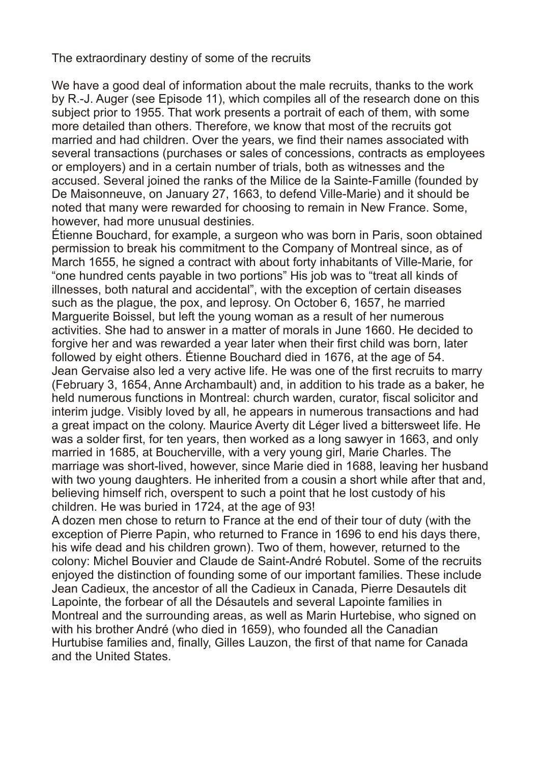## The extraordinary destiny of some of the recruits

We have a good deal of information about the male recruits, thanks to the work by R.-J. Auger (see Episode 11), which compiles all of the research done on this subject prior to 1955. That work presents a portrait of each of them, with some more detailed than others. Therefore, we know that most of the recruits got married and had children. Over the years, we find their names associated with several transactions (purchases or sales of concessions, contracts as employees or employers) and in a certain number of trials, both as witnesses and the accused. Several joined the ranks of the Milice de la Sainte-Famille (founded by De Maisonneuve, on January 27, 1663, to defend Ville-Marie) and it should be noted that many were rewarded for choosing to remain in New France. Some, however, had more unusual destinies.

Étienne Bouchard, for example, a surgeon who was born in Paris, soon obtained permission to break his commitment to the Company of Montreal since, as of March 1655, he signed a contract with about forty inhabitants of Ville-Marie, for "one hundred cents payable in two portions" His job was to "treat all kinds of illnesses, both natural and accidental", with the exception of certain diseases such as the plague, the pox, and leprosy. On October 6, 1657, he married Marguerite Boissel, but left the young woman as a result of her numerous activities. She had to answer in a matter of morals in June 1660. He decided to forgive her and was rewarded a year later when their first child was born, later followed by eight others. Étienne Bouchard died in 1676, at the age of 54.

Jean Gervaise also led a very active life. He was one of the first recruits to marry (February 3, 1654, Anne Archambault) and, in addition to his trade as a baker, he held numerous functions in Montreal: church warden, curator, fiscal solicitor and interim judge. Visibly loved by all, he appears in numerous transactions and had a great impact on the colony. Maurice Averty dit Léger lived a bittersweet life. He was a solder first, for ten years, then worked as a long sawyer in 1663, and only married in 1685, at Boucherville, with a very young girl, Marie Charles. The marriage was short-lived, however, since Marie died in 1688, leaving her husband with two young daughters. He inherited from a cousin a short while after that and, believing himself rich, overspent to such a point that he lost custody of his children. He was buried in 1724, at the age of 93!

A dozen men chose to return to France at the end of their tour of duty (with the exception of Pierre Papin, who returned to France in 1696 to end his days there, his wife dead and his children grown). Two of them, however, returned to the colony: Michel Bouvier and Claude de Saint-André Robutel. Some of the recruits enjoyed the distinction of founding some of our important families. These include Jean Cadieux, the ancestor of all the Cadieux in Canada, Pierre Desautels dit Lapointe, the forbear of all the Désautels and several Lapointe families in Montreal and the surrounding areas, as well as Marin Hurtebise, who signed on with his brother André (who died in 1659), who founded all the Canadian Hurtubise families and, finally, Gilles Lauzon, the first of that name for Canada and the United States.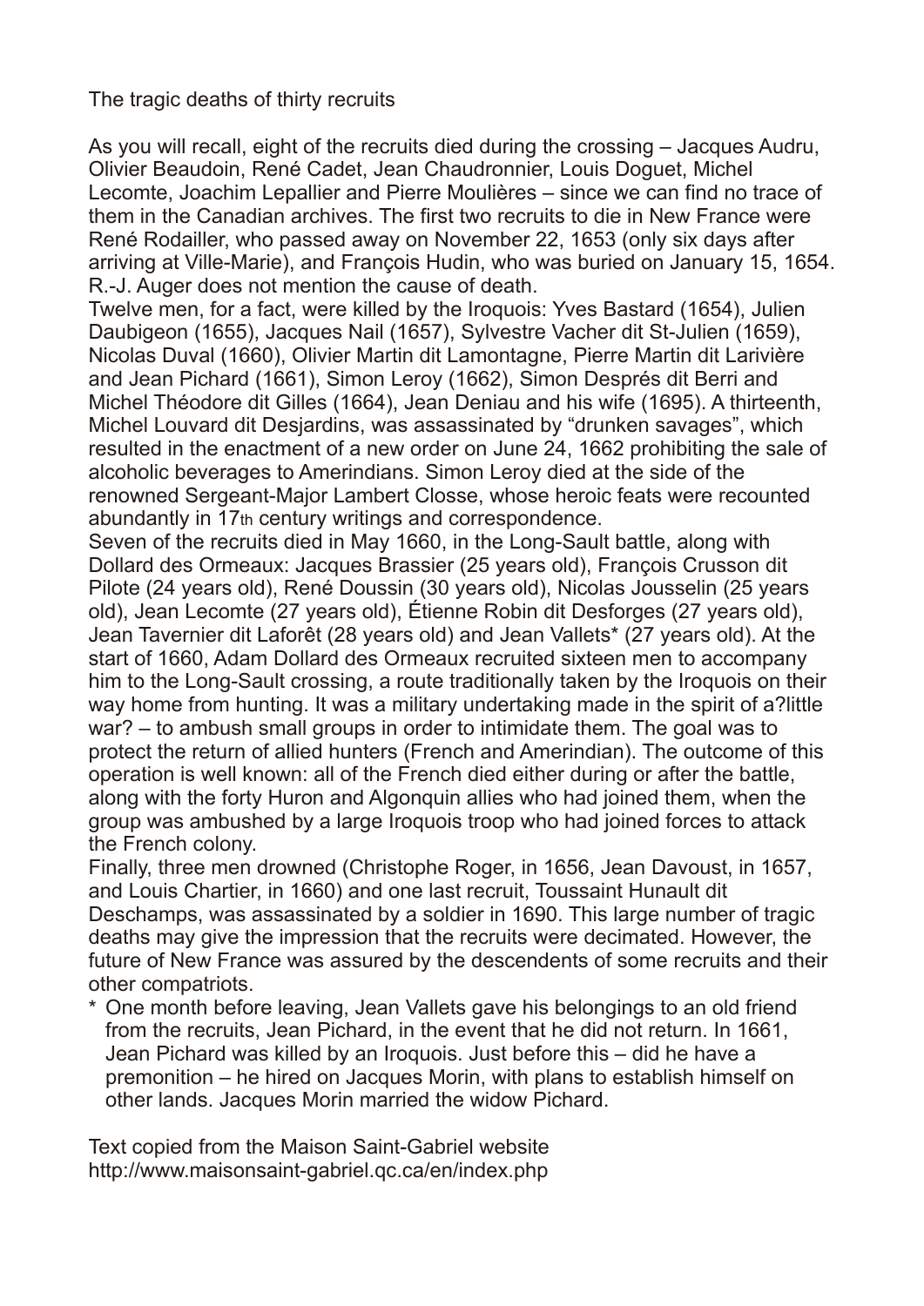The tragic deaths of thirty recruits

As you will recall, eight of the recruits died during the crossing – Jacques Audru, Olivier Beaudoin, René Cadet, Jean Chaudronnier, Louis Doguet, Michel Lecomte, Joachim Lepallier and Pierre Moulières – since we can find no trace of them in the Canadian archives. The first two recruits to die in New France were René Rodailler, who passed away on November 22, 1653 (only six days after arriving at Ville-Marie), and François Hudin, who was buried on January 15, 1654. R.-J. Auger does not mention the cause of death.

Twelve men, for a fact, were killed by the Iroquois: Yves Bastard (1654), Julien Daubigeon (1655), Jacques Nail (1657), Sylvestre Vacher dit St-Julien (1659), Nicolas Duval (1660), Olivier Martin dit Lamontagne, Pierre Martin dit Larivière and Jean Pichard (1661), Simon Leroy (1662), Simon Després dit Berri and Michel Théodore dit Gilles (1664), Jean Deniau and his wife (1695). A thirteenth, Michel Louvard dit Desjardins, was assassinated by "drunken savages", which resulted in the enactment of a new order on June 24, 1662 prohibiting the sale of alcoholic beverages to Amerindians. Simon Leroy died at the side of the renowned Sergeant-Major Lambert Closse, whose heroic feats were recounted abundantly in 17th century writings and correspondence.

Seven of the recruits died in May 1660, in the Long-Sault battle, along with Dollard des Ormeaux: Jacques Brassier (25 years old), François Crusson dit Pilote (24 years old), René Doussin (30 years old), Nicolas Jousselin (25 years old), Jean Lecomte (27 years old), Étienne Robin dit Desforges (27 years old), Jean Tavernier dit Laforêt (28 years old) and Jean Vallets* (27 years old). At the start of 1660, Adam Dollard des Ormeaux recruited sixteen men to accompany him to the Long-Sault crossing, a route traditionally taken by the Iroquois on their way home from hunting. It was a military undertaking made in the spirit of a?little war? – to ambush small groups in order to intimidate them. The goal was to protect the return of allied hunters (French and Amerindian). The outcome of this operation is well known: all of the French died either during or after the battle, along with the forty Huron and Algonquin allies who had joined them, when the group was ambushed by a large Iroquois troop who had joined forces to attack the French colony.

Finally, three men drowned (Christophe Roger, in 1656, Jean Davoust, in 1657, and Louis Chartier, in 1660) and one last recruit, Toussaint Hunault dit Deschamps, was assassinated by a soldier in 1690. This large number of tragic deaths may give the impression that the recruits were decimated. However, the future of New France was assured by the descendents of some recruits and their other compatriots.

\* One month before leaving, Jean Vallets gave his belongings to an old friend from the recruits, Jean Pichard, in the event that he did not return. In 1661, Jean Pichard was killed by an Iroquois. Just before this – did he have a premonition – he hired on Jacques Morin, with plans to establish himself on other lands. Jacques Morin married the widow Pichard.

Text copied from the Maison Saint-Gabriel website
http://www.maisonsaint-gabriel.qc.ca/en/index.php